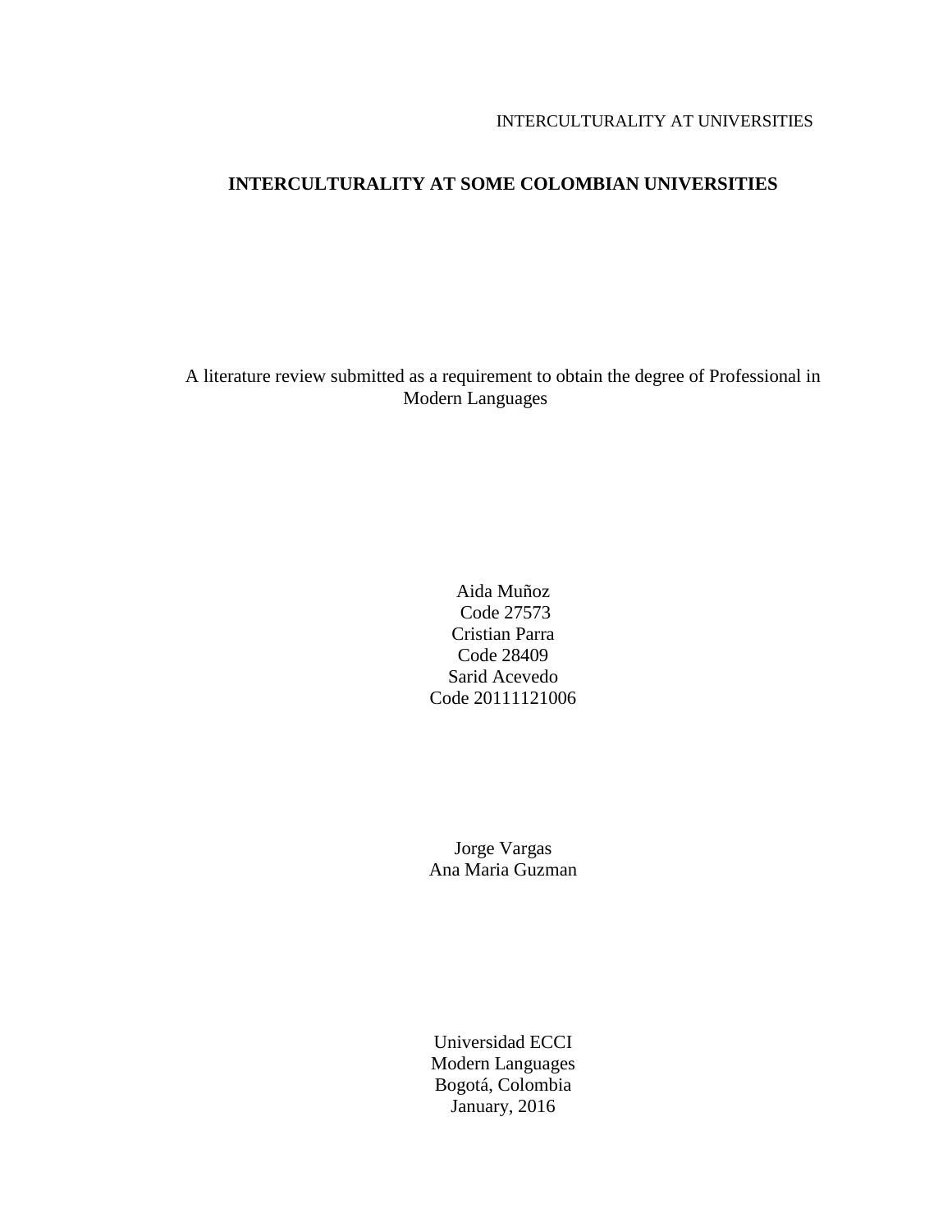# INTERCULTURALITY AT SOME COLOMBIAN UNIVERSITIES

A literature review submitted as a requirement to obtain the degree of Professional in Modern Languages

Aida Muñoz
Code 27573
Cristian Parra
Code 28409
Sarid Acevedo
Code 20111121006

Jorge Vargas
Ana Maria Guzman

Universidad ECCI
Modern Languages
Bogotá, Colombia
January, 2016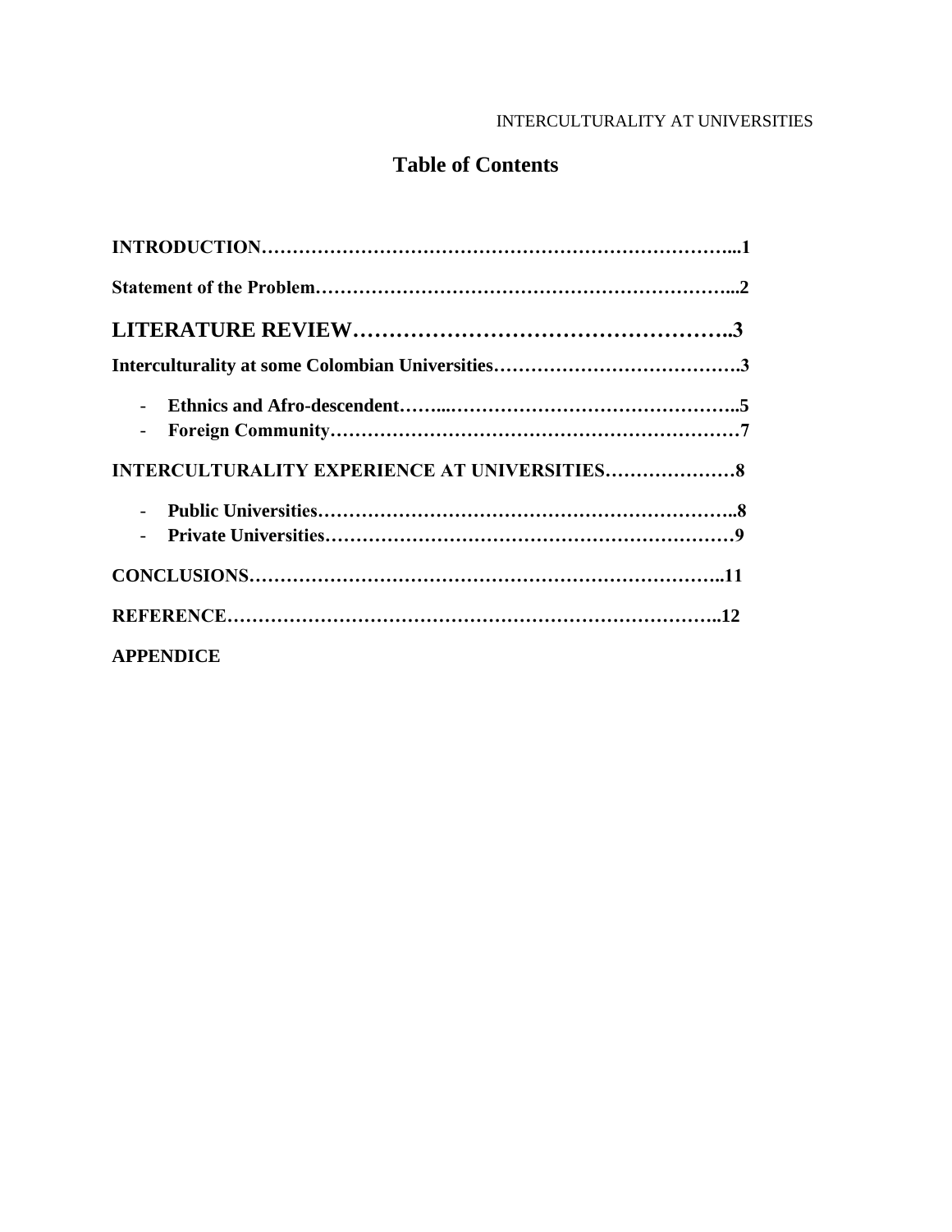# Table of Contents

**INTRODUCTION…………………………………………………………………...1**

**Statement of the Problem……………………………………………………...2**

**LITERATURE REVIEW……………………………………………..3**

**Interculturality at some Colombian Universities………………………………….3**

- **Ethnics and Afro-descendent……...………………………………………..5**
- **Foreign Community…………………………………………………………7**

**INTERCULTURALITY EXPERIENCE AT UNIVERSITIES…………………8**

- **Public Universities…………………………………………………………..8**
- **Private Universities…………………………………………………………9**

**CONCLUSIONS…………………………………………………………………..11**

**REFERENCE……………………………………………………………………..12**

**APPENDICE**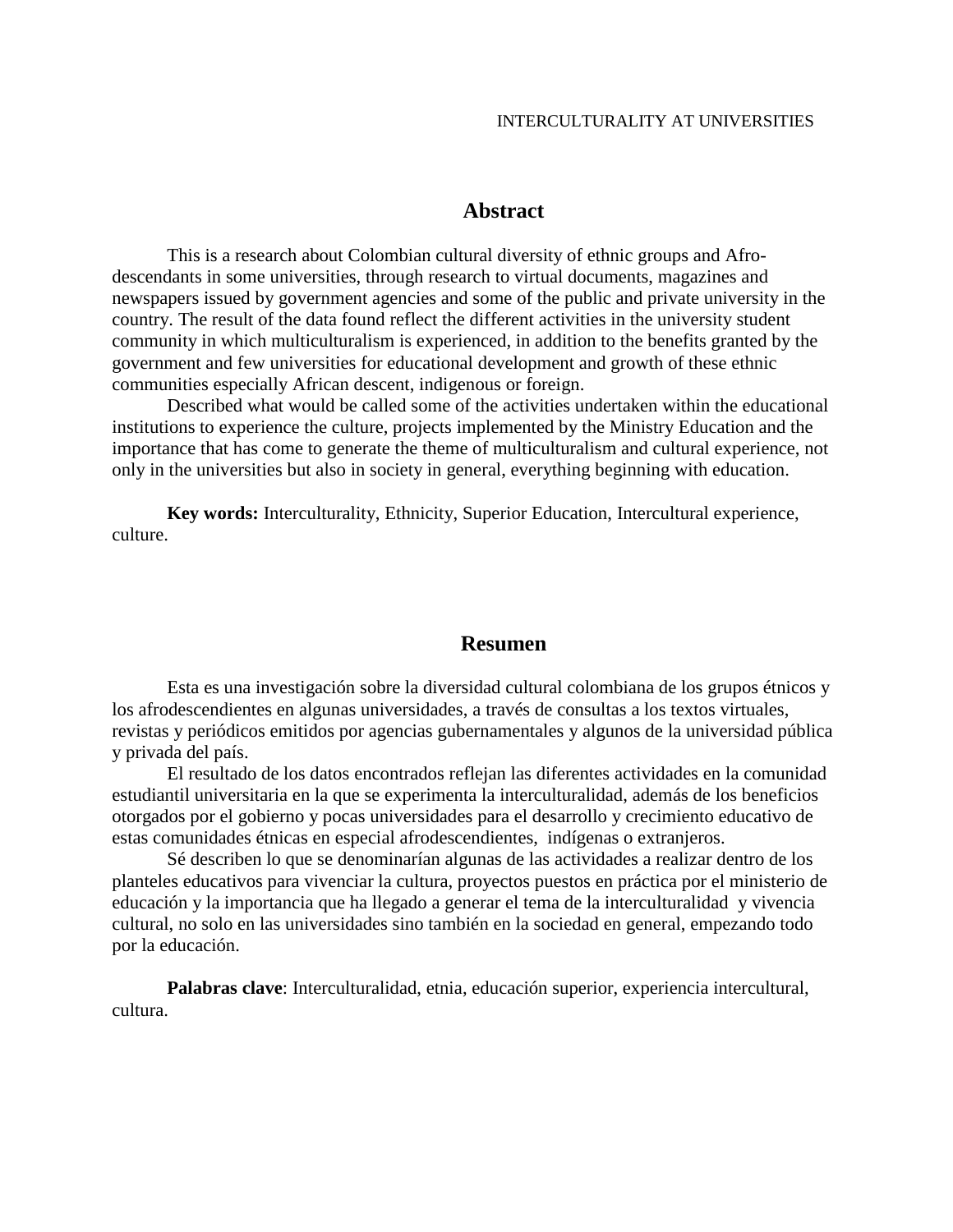## Abstract

This is a research about Colombian cultural diversity of ethnic groups and Afro-descendants in some universities, through research to virtual documents, magazines and newspapers issued by government agencies and some of the public and private university in the country. The result of the data found reflect the different activities in the university student community in which multiculturalism is experienced, in addition to the benefits granted by the government and few universities for educational development and growth of these ethnic communities especially African descent, indigenous or foreign.

Described what would be called some of the activities undertaken within the educational institutions to experience the culture, projects implemented by the Ministry Education and the importance that has come to generate the theme of multiculturalism and cultural experience, not only in the universities but also in society in general, everything beginning with education.

**Key words:** Interculturality, Ethnicity, Superior Education, Intercultural experience, culture.

## Resumen

Esta es una investigación sobre la diversidad cultural colombiana de los grupos étnicos y los afrodescendientes en algunas universidades, a través de consultas a los textos virtuales, revistas y periódicos emitidos por agencias gubernamentales y algunos de la universidad pública y privada del país.

El resultado de los datos encontrados reflejan las diferentes actividades en la comunidad estudiantil universitaria en la que se experimenta la interculturalidad, además de los beneficios otorgados por el gobierno y pocas universidades para el desarrollo y crecimiento educativo de estas comunidades étnicas en especial afrodescendientes, indígenas o extranjeros.

Sé describen lo que se denominarían algunas de las actividades a realizar dentro de los planteles educativos para vivenciar la cultura, proyectos puestos en práctica por el ministerio de educación y la importancia que ha llegado a generar el tema de la interculturalidad y vivencia cultural, no solo en las universidades sino también en la sociedad en general, empezando todo por la educación.

**Palabras clave**: Interculturalidad, etnia, educación superior, experiencia intercultural, cultura.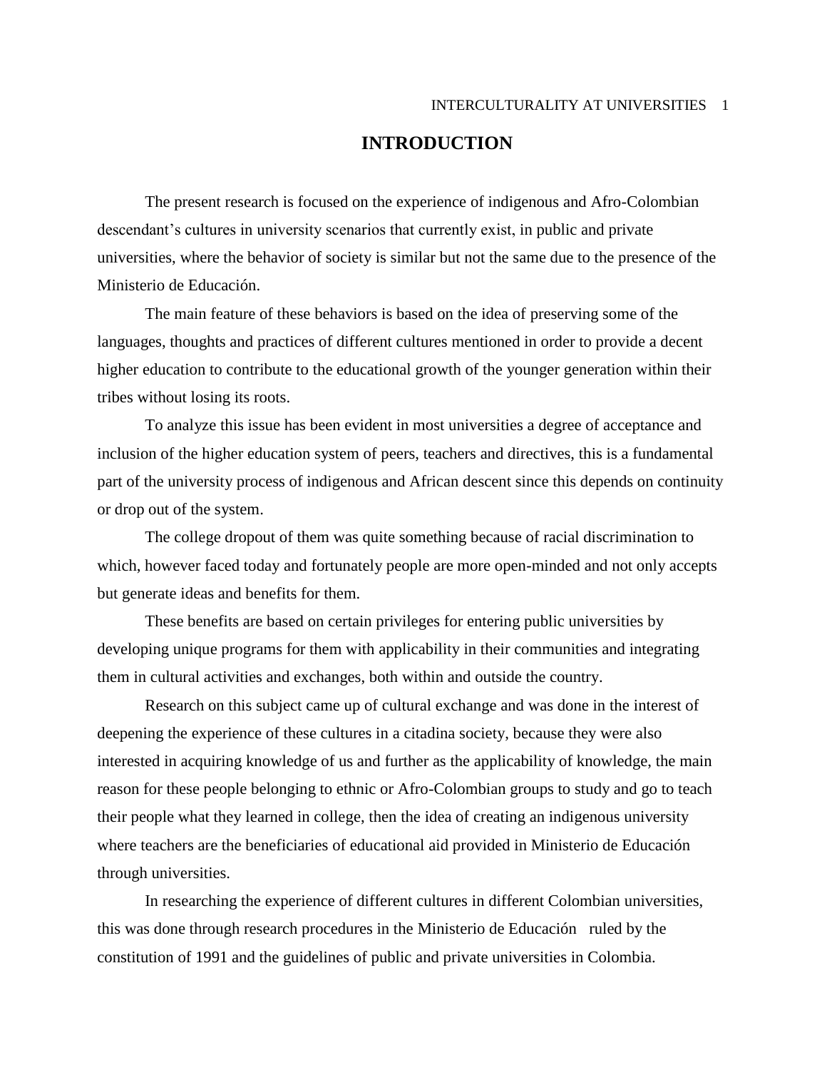# INTRODUCTION

The present research is focused on the experience of indigenous and Afro-Colombian descendant's cultures in university scenarios that currently exist, in public and private universities, where the behavior of society is similar but not the same due to the presence of the Ministerio de Educación.

The main feature of these behaviors is based on the idea of preserving some of the languages, thoughts and practices of different cultures mentioned in order to provide a decent higher education to contribute to the educational growth of the younger generation within their tribes without losing its roots.

To analyze this issue has been evident in most universities a degree of acceptance and inclusion of the higher education system of peers, teachers and directives, this is a fundamental part of the university process of indigenous and African descent since this depends on continuity or drop out of the system.

The college dropout of them was quite something because of racial discrimination to which, however faced today and fortunately people are more open-minded and not only accepts but generate ideas and benefits for them.

These benefits are based on certain privileges for entering public universities by developing unique programs for them with applicability in their communities and integrating them in cultural activities and exchanges, both within and outside the country.

Research on this subject came up of cultural exchange and was done in the interest of deepening the experience of these cultures in a citadina society, because they were also interested in acquiring knowledge of us and further as the applicability of knowledge, the main reason for these people belonging to ethnic or Afro-Colombian groups to study and go to teach their people what they learned in college, then the idea of creating an indigenous university where teachers are the beneficiaries of educational aid provided in Ministerio de Educación through universities.

In researching the experience of different cultures in different Colombian universities, this was done through research procedures in the Ministerio de Educación ruled by the constitution of 1991 and the guidelines of public and private universities in Colombia.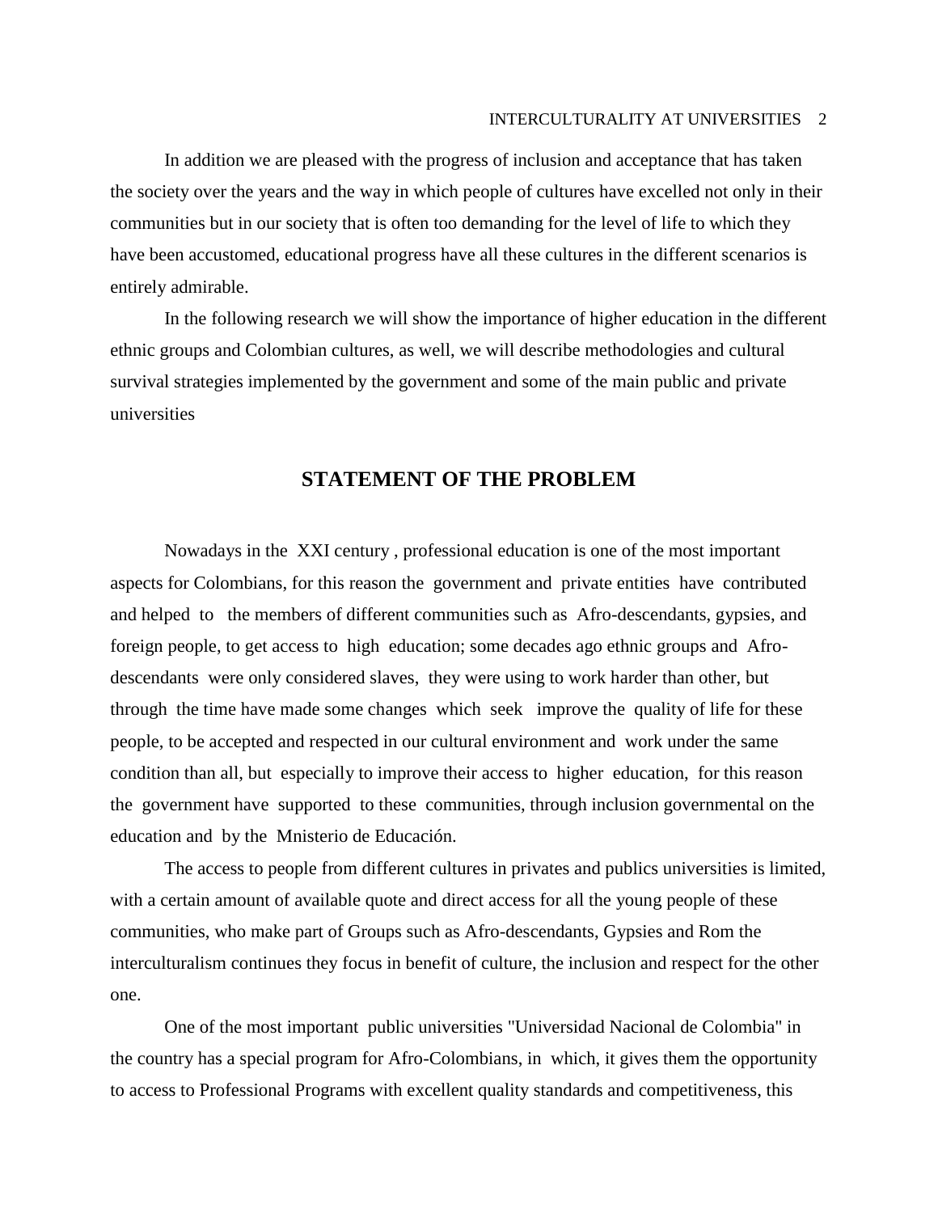In addition we are pleased with the progress of inclusion and acceptance that has taken the society over the years and the way in which people of cultures have excelled not only in their communities but in our society that is often too demanding for the level of life to which they have been accustomed, educational progress have all these cultures in the different scenarios is entirely admirable.

In the following research we will show the importance of higher education in the different ethnic groups and Colombian cultures, as well, we will describe methodologies and cultural survival strategies implemented by the government and some of the main public and private universities

## STATEMENT OF THE PROBLEM

Nowadays in the XXI century , professional education is one of the most important aspects for Colombians, for this reason the government and private entities have contributed and helped to the members of different communities such as Afro-descendants, gypsies, and foreign people, to get access to high education; some decades ago ethnic groups and Afro-descendants were only considered slaves, they were using to work harder than other, but through the time have made some changes which seek improve the quality of life for these people, to be accepted and respected in our cultural environment and work under the same condition than all, but especially to improve their access to higher education, for this reason the government have supported to these communities, through inclusion governmental on the education and by the Mnisterio de Educación.

The access to people from different cultures in privates and publics universities is limited, with a certain amount of available quote and direct access for all the young people of these communities, who make part of Groups such as Afro-descendants, Gypsies and Rom the interculturalism continues they focus in benefit of culture, the inclusion and respect for the other one.

One of the most important public universities "Universidad Nacional de Colombia" in the country has a special program for Afro-Colombians, in which, it gives them the opportunity to access to Professional Programs with excellent quality standards and competitiveness, this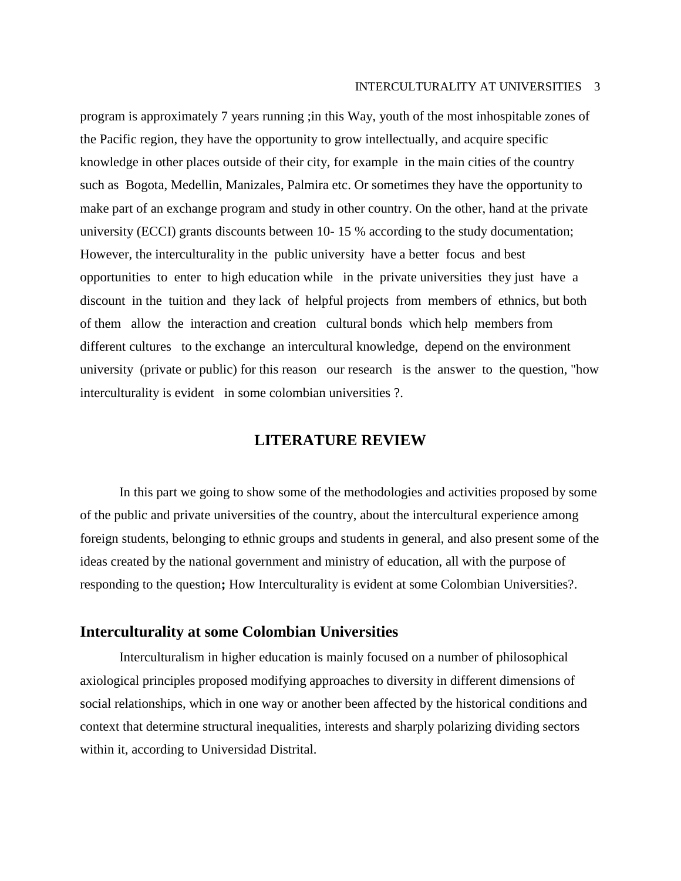program is approximately 7 years running ;in this Way, youth of the most inhospitable zones of the Pacific region, they have the opportunity to grow intellectually, and acquire specific knowledge in other places outside of their city, for example in the main cities of the country such as Bogota, Medellin, Manizales, Palmira etc. Or sometimes they have the opportunity to make part of an exchange program and study in other country. On the other, hand at the private university (ECCI) grants discounts between 10- 15 % according to the study documentation; However, the interculturality in the public university have a better focus and best opportunities to enter to high education while in the private universities they just have a discount in the tuition and they lack of helpful projects from members of ethnics, but both of them allow the interaction and creation cultural bonds which help members from different cultures to the exchange an intercultural knowledge, depend on the environment university (private or public) for this reason our research is the answer to the question, "how interculturality is evident in some colombian universities ?.

# LITERATURE REVIEW

In this part we going to show some of the methodologies and activities proposed by some of the public and private universities of the country, about the intercultural experience among foreign students, belonging to ethnic groups and students in general, and also present some of the ideas created by the national government and ministry of education, all with the purpose of responding to the question**;** How Interculturality is evident at some Colombian Universities?.

## Interculturality at some Colombian Universities

Interculturalism in higher education is mainly focused on a number of philosophical axiological principles proposed modifying approaches to diversity in different dimensions of social relationships, which in one way or another been affected by the historical conditions and context that determine structural inequalities, interests and sharply polarizing dividing sectors within it, according to Universidad Distrital.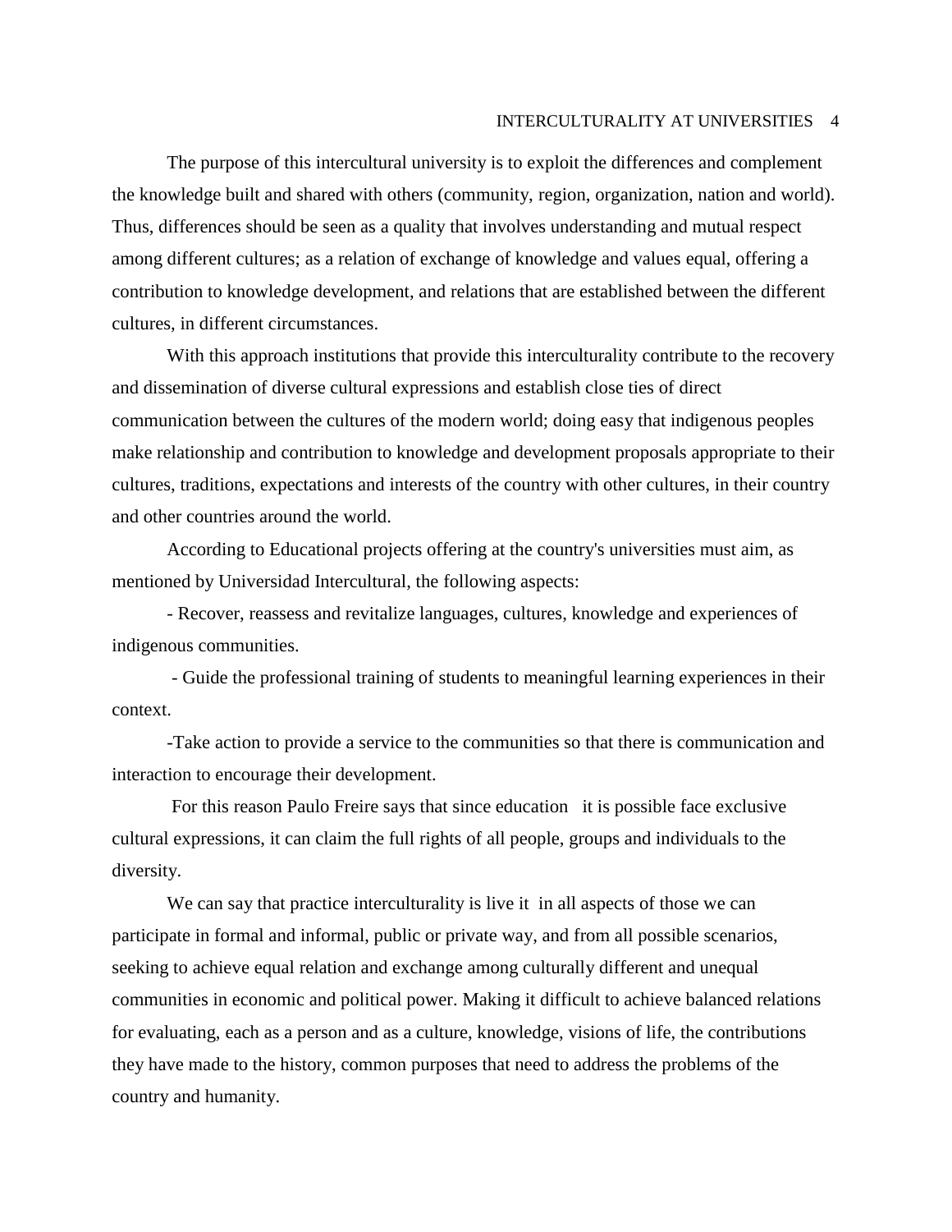The purpose of this intercultural university is to exploit the differences and complement the knowledge built and shared with others (community, region, organization, nation and world). Thus, differences should be seen as a quality that involves understanding and mutual respect among different cultures; as a relation of exchange of knowledge and values equal, offering a contribution to knowledge development, and relations that are established between the different cultures, in different circumstances.

With this approach institutions that provide this interculturality contribute to the recovery and dissemination of diverse cultural expressions and establish close ties of direct communication between the cultures of the modern world; doing easy that indigenous peoples make relationship and contribution to knowledge and development proposals appropriate to their cultures, traditions, expectations and interests of the country with other cultures, in their country and other countries around the world.

According to Educational projects offering at the country's universities must aim, as mentioned by Universidad Intercultural, the following aspects:

- Recover, reassess and revitalize languages, cultures, knowledge and experiences of indigenous communities.
- Guide the professional training of students to meaningful learning experiences in their context.
- Take action to provide a service to the communities so that there is communication and interaction to encourage their development.

For this reason Paulo Freire says that since education it is possible face exclusive cultural expressions, it can claim the full rights of all people, groups and individuals to the diversity.

We can say that practice interculturality is live it in all aspects of those we can participate in formal and informal, public or private way, and from all possible scenarios, seeking to achieve equal relation and exchange among culturally different and unequal communities in economic and political power. Making it difficult to achieve balanced relations for evaluating, each as a person and as a culture, knowledge, visions of life, the contributions they have made to the history, common purposes that need to address the problems of the country and humanity.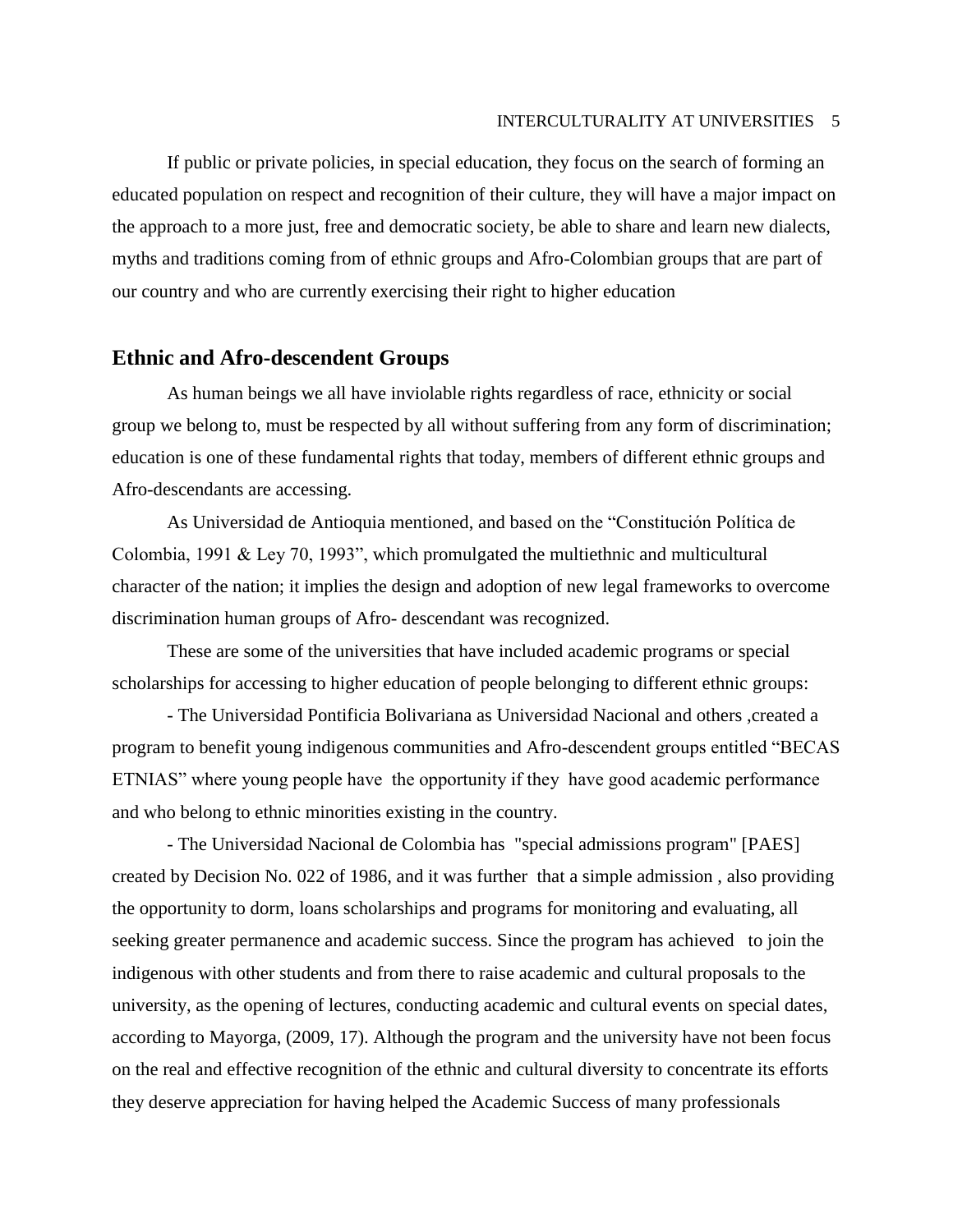If public or private policies, in special education, they focus on the search of forming an educated population on respect and recognition of their culture, they will have a major impact on the approach to a more just, free and democratic society, be able to share and learn new dialects, myths and traditions coming from of ethnic groups and Afro-Colombian groups that are part of our country and who are currently exercising their right to higher education

## Ethnic and Afro-descendent Groups

As human beings we all have inviolable rights regardless of race, ethnicity or social group we belong to, must be respected by all without suffering from any form of discrimination; education is one of these fundamental rights that today, members of different ethnic groups and Afro-descendants are accessing.

As Universidad de Antioquia mentioned, and based on the "Constitución Política de Colombia, 1991 & Ley 70, 1993", which promulgated the multiethnic and multicultural character of the nation; it implies the design and adoption of new legal frameworks to overcome discrimination human groups of Afro- descendant was recognized.

These are some of the universities that have included academic programs or special scholarships for accessing to higher education of people belonging to different ethnic groups:

- The Universidad Pontificia Bolivariana as Universidad Nacional and others ,created a program to benefit young indigenous communities and Afro-descendent groups entitled "BECAS ETNIAS" where young people have the opportunity if they have good academic performance and who belong to ethnic minorities existing in the country.

- The Universidad Nacional de Colombia has "special admissions program" [PAES] created by Decision No. 022 of 1986, and it was further that a simple admission , also providing the opportunity to dorm, loans scholarships and programs for monitoring and evaluating, all seeking greater permanence and academic success. Since the program has achieved to join the indigenous with other students and from there to raise academic and cultural proposals to the university, as the opening of lectures, conducting academic and cultural events on special dates, according to Mayorga, (2009, 17). Although the program and the university have not been focus on the real and effective recognition of the ethnic and cultural diversity to concentrate its efforts they deserve appreciation for having helped the Academic Success of many professionals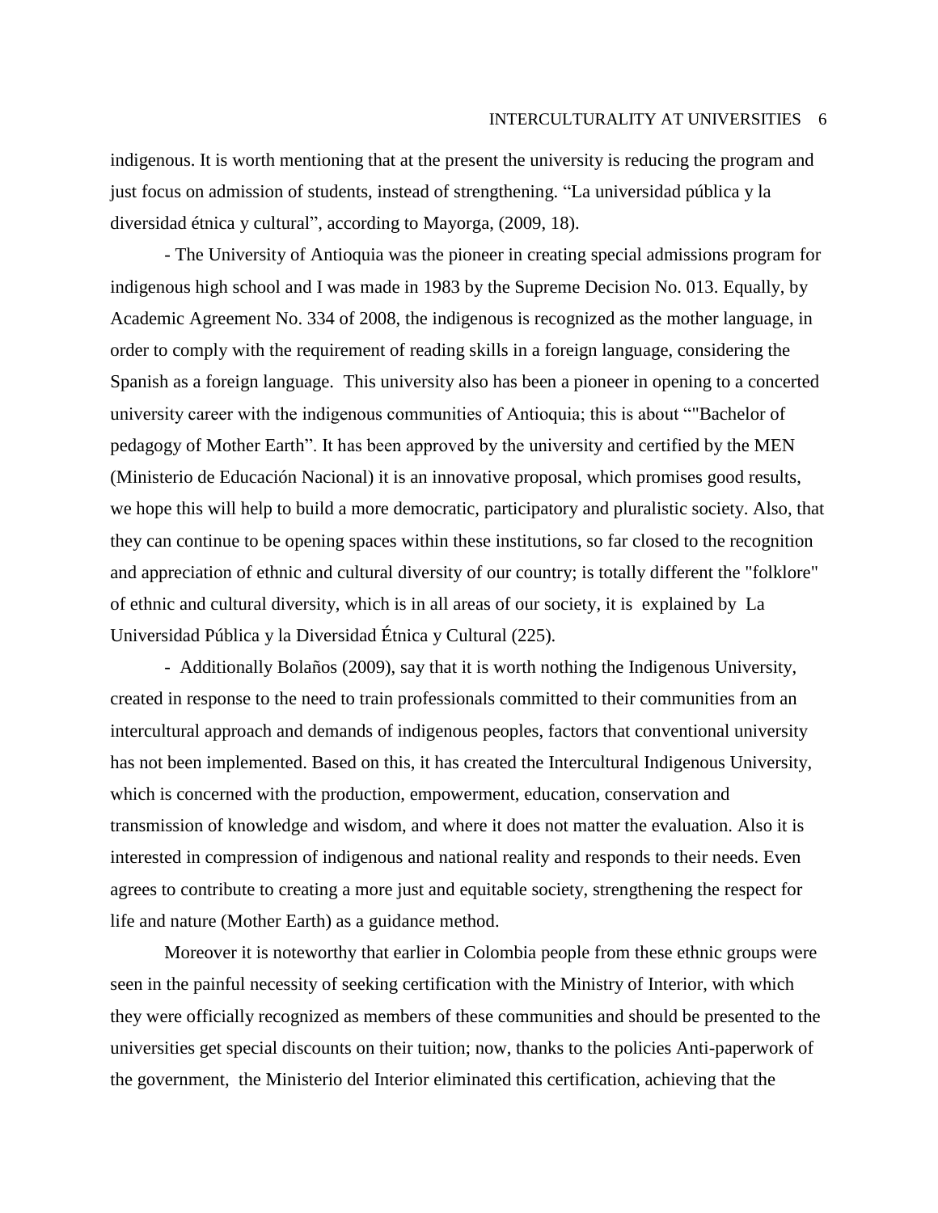indigenous. It is worth mentioning that at the present the university is reducing the program and just focus on admission of students, instead of strengthening. “La universidad pública y la diversidad étnica y cultural”, according to Mayorga, (2009, 18).

- The University of Antioquia was the pioneer in creating special admissions program for indigenous high school and I was made in 1983 by the Supreme Decision No. 013. Equally, by Academic Agreement No. 334 of 2008, the indigenous is recognized as the mother language, in order to comply with the requirement of reading skills in a foreign language, considering the Spanish as a foreign language. This university also has been a pioneer in opening to a concerted university career with the indigenous communities of Antioquia; this is about “"Bachelor of pedagogy of Mother Earth”. It has been approved by the university and certified by the MEN (Ministerio de Educación Nacional) it is an innovative proposal, which promises good results, we hope this will help to build a more democratic, participatory and pluralistic society. Also, that they can continue to be opening spaces within these institutions, so far closed to the recognition and appreciation of ethnic and cultural diversity of our country; is totally different the "folklore" of ethnic and cultural diversity, which is in all areas of our society, it is explained by La Universidad Pública y la Diversidad Étnica y Cultural (225).

- Additionally Bolaños (2009), say that it is worth nothing the Indigenous University, created in response to the need to train professionals committed to their communities from an intercultural approach and demands of indigenous peoples, factors that conventional university has not been implemented. Based on this, it has created the Intercultural Indigenous University, which is concerned with the production, empowerment, education, conservation and transmission of knowledge and wisdom, and where it does not matter the evaluation. Also it is interested in compression of indigenous and national reality and responds to their needs. Even agrees to contribute to creating a more just and equitable society, strengthening the respect for life and nature (Mother Earth) as a guidance method.

Moreover it is noteworthy that earlier in Colombia people from these ethnic groups were seen in the painful necessity of seeking certification with the Ministry of Interior, with which they were officially recognized as members of these communities and should be presented to the universities get special discounts on their tuition; now, thanks to the policies Anti-paperwork of the government, the Ministerio del Interior eliminated this certification, achieving that the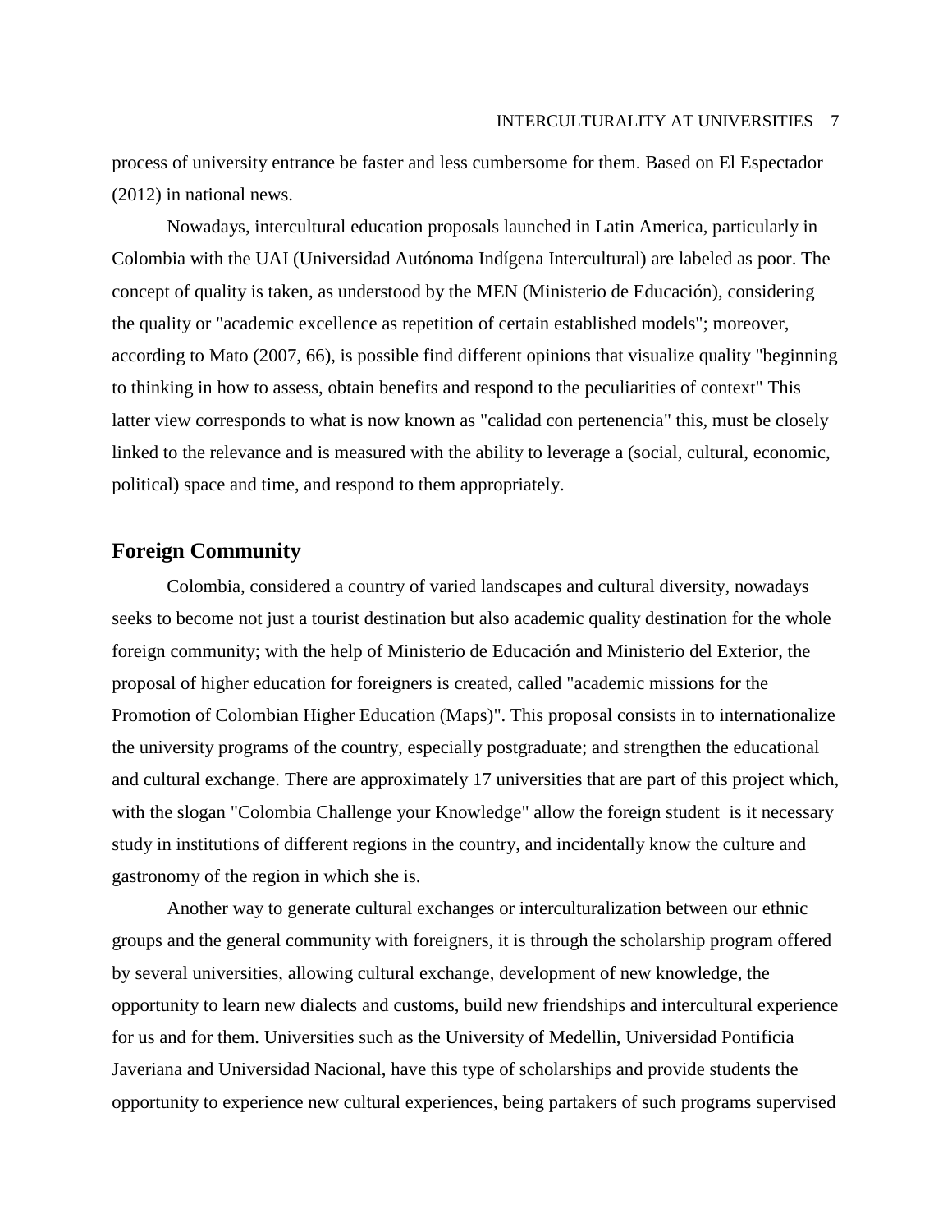process of university entrance be faster and less cumbersome for them. Based on El Espectador (2012) in national news.

Nowadays, intercultural education proposals launched in Latin America, particularly in Colombia with the UAI (Universidad Autónoma Indígena Intercultural) are labeled as poor. The concept of quality is taken, as understood by the MEN (Ministerio de Educación), considering the quality or "academic excellence as repetition of certain established models"; moreover, according to Mato (2007, 66), is possible find different opinions that visualize quality "beginning to thinking in how to assess, obtain benefits and respond to the peculiarities of context" This latter view corresponds to what is now known as "calidad con pertenencia" this, must be closely linked to the relevance and is measured with the ability to leverage a (social, cultural, economic, political) space and time, and respond to them appropriately.

## Foreign Community

Colombia, considered a country of varied landscapes and cultural diversity, nowadays seeks to become not just a tourist destination but also academic quality destination for the whole foreign community; with the help of Ministerio de Educación and Ministerio del Exterior, the proposal of higher education for foreigners is created, called "academic missions for the Promotion of Colombian Higher Education (Maps)". This proposal consists in to internationalize the university programs of the country, especially postgraduate; and strengthen the educational and cultural exchange. There are approximately 17 universities that are part of this project which, with the slogan "Colombia Challenge your Knowledge" allow the foreign student is it necessary study in institutions of different regions in the country, and incidentally know the culture and gastronomy of the region in which she is.

Another way to generate cultural exchanges or interculturalization between our ethnic groups and the general community with foreigners, it is through the scholarship program offered by several universities, allowing cultural exchange, development of new knowledge, the opportunity to learn new dialects and customs, build new friendships and intercultural experience for us and for them. Universities such as the University of Medellin, Universidad Pontificia Javeriana and Universidad Nacional, have this type of scholarships and provide students the opportunity to experience new cultural experiences, being partakers of such programs supervised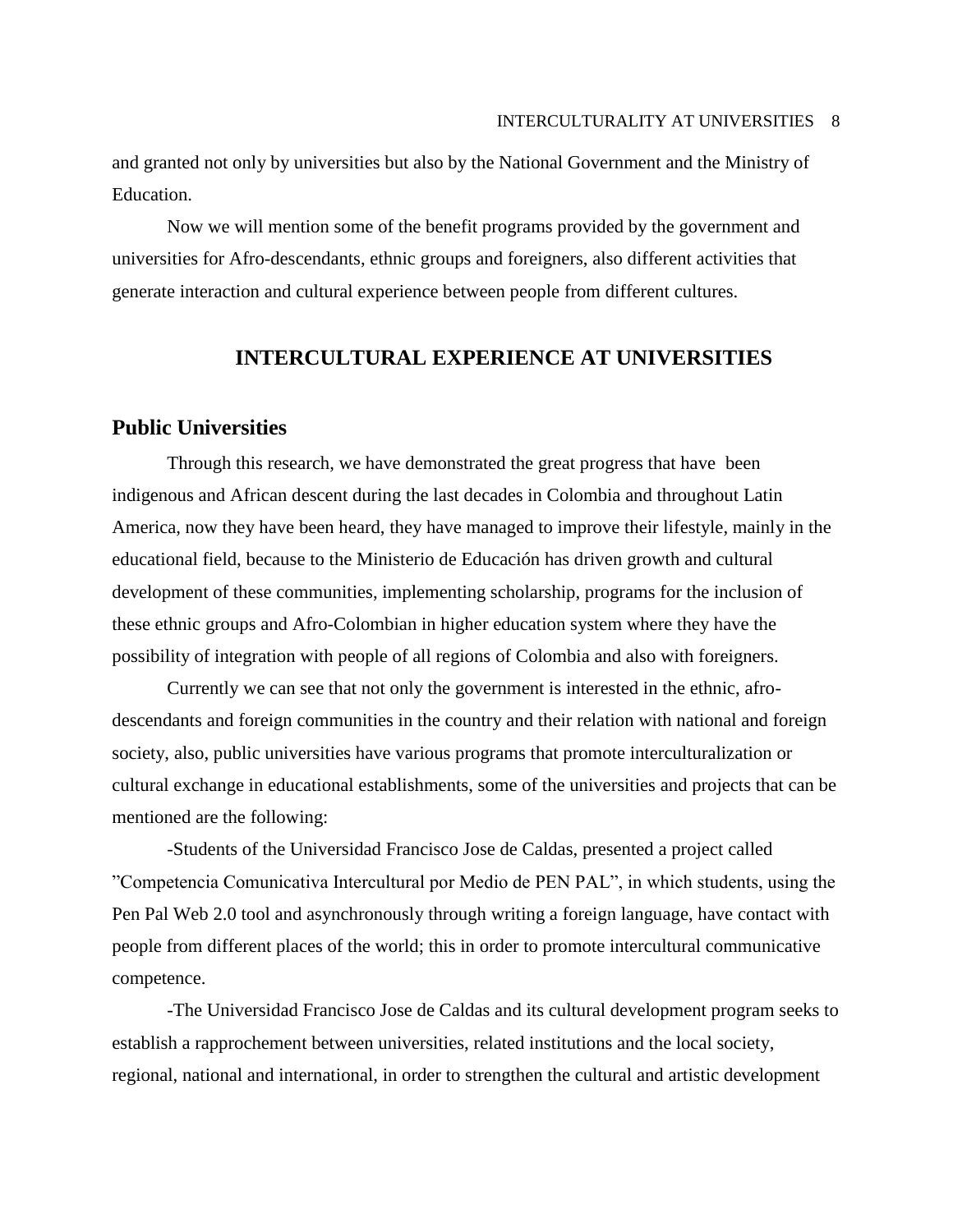and granted not only by universities but also by the National Government and the Ministry of Education.

Now we will mention some of the benefit programs provided by the government and universities for Afro-descendants, ethnic groups and foreigners, also different activities that generate interaction and cultural experience between people from different cultures.

# INTERCULTURAL EXPERIENCE AT UNIVERSITIES

## Public Universities

Through this research, we have demonstrated the great progress that have been indigenous and African descent during the last decades in Colombia and throughout Latin America, now they have been heard, they have managed to improve their lifestyle, mainly in the educational field, because to the Ministerio de Educación has driven growth and cultural development of these communities, implementing scholarship, programs for the inclusion of these ethnic groups and Afro-Colombian in higher education system where they have the possibility of integration with people of all regions of Colombia and also with foreigners.

Currently we can see that not only the government is interested in the ethnic, afro-descendants and foreign communities in the country and their relation with national and foreign society, also, public universities have various programs that promote interculturalization or cultural exchange in educational establishments, some of the universities and projects that can be mentioned are the following:

-Students of the Universidad Francisco Jose de Caldas, presented a project called "Competencia Comunicativa Intercultural por Medio de PEN PAL", in which students, using the Pen Pal Web 2.0 tool and asynchronously through writing a foreign language, have contact with people from different places of the world; this in order to promote intercultural communicative competence.

-The Universidad Francisco Jose de Caldas and its cultural development program seeks to establish a rapprochement between universities, related institutions and the local society, regional, national and international, in order to strengthen the cultural and artistic development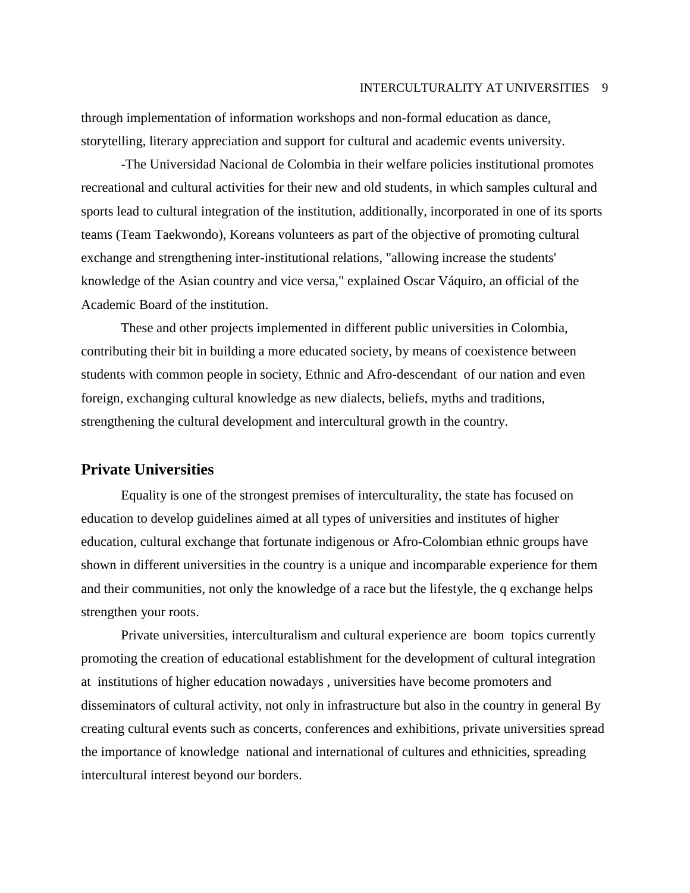through implementation of information workshops and non-formal education as dance, storytelling, literary appreciation and support for cultural and academic events university.

-The Universidad Nacional de Colombia in their welfare policies institutional promotes recreational and cultural activities for their new and old students, in which samples cultural and sports lead to cultural integration of the institution, additionally, incorporated in one of its sports teams (Team Taekwondo), Koreans volunteers as part of the objective of promoting cultural exchange and strengthening inter-institutional relations, "allowing increase the students' knowledge of the Asian country and vice versa," explained Oscar Váquiro, an official of the Academic Board of the institution.

These and other projects implemented in different public universities in Colombia, contributing their bit in building a more educated society, by means of coexistence between students with common people in society, Ethnic and Afro-descendant of our nation and even foreign, exchanging cultural knowledge as new dialects, beliefs, myths and traditions, strengthening the cultural development and intercultural growth in the country.

## Private Universities

Equality is one of the strongest premises of interculturality, the state has focused on education to develop guidelines aimed at all types of universities and institutes of higher education, cultural exchange that fortunate indigenous or Afro-Colombian ethnic groups have shown in different universities in the country is a unique and incomparable experience for them and their communities, not only the knowledge of a race but the lifestyle, the q exchange helps strengthen your roots.

Private universities, interculturalism and cultural experience are boom topics currently promoting the creation of educational establishment for the development of cultural integration at institutions of higher education nowadays , universities have become promoters and disseminators of cultural activity, not only in infrastructure but also in the country in general By creating cultural events such as concerts, conferences and exhibitions, private universities spread the importance of knowledge national and international of cultures and ethnicities, spreading intercultural interest beyond our borders.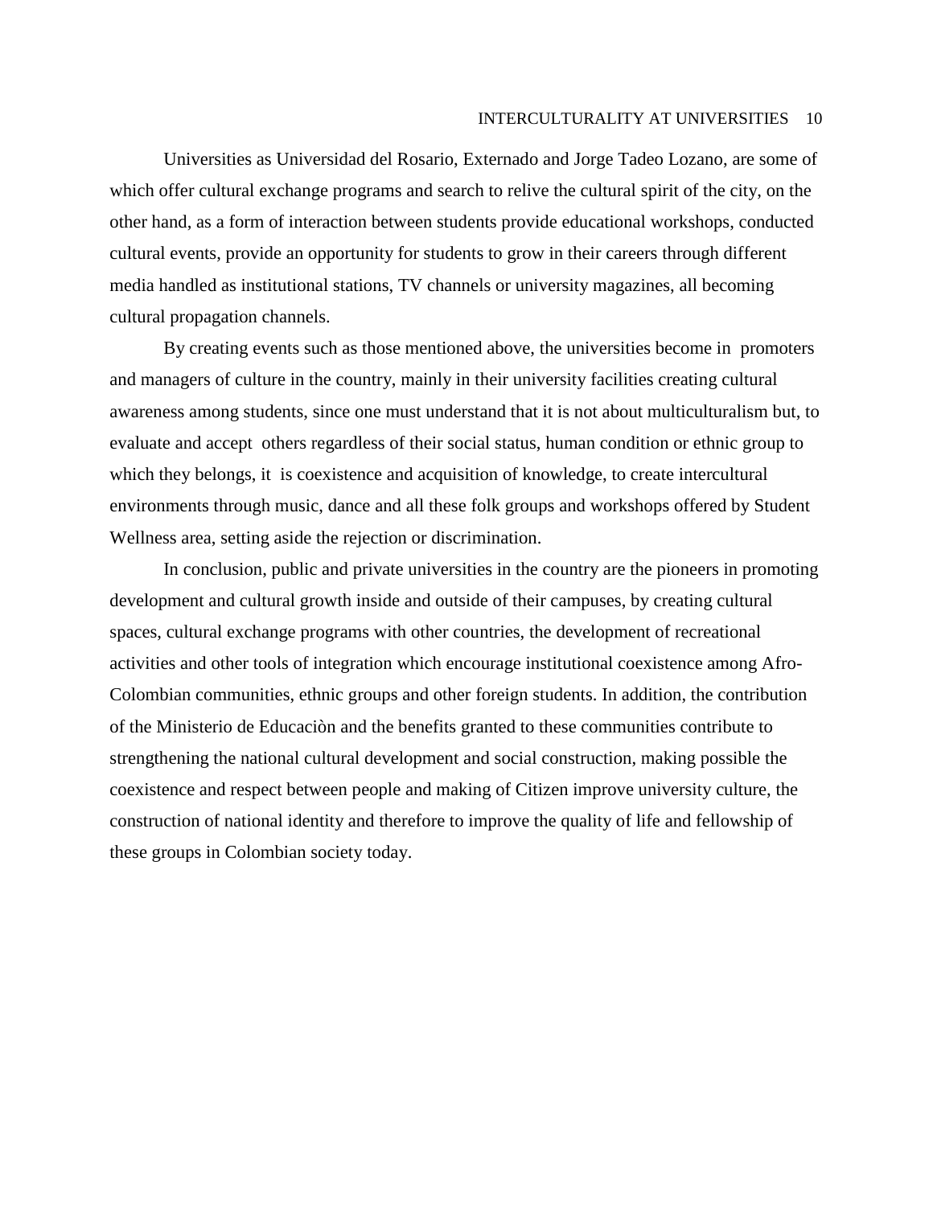Universities as Universidad del Rosario, Externado and Jorge Tadeo Lozano, are some of which offer cultural exchange programs and search to relive the cultural spirit of the city, on the other hand, as a form of interaction between students provide educational workshops, conducted cultural events, provide an opportunity for students to grow in their careers through different media handled as institutional stations, TV channels or university magazines, all becoming cultural propagation channels.

By creating events such as those mentioned above, the universities become in promoters and managers of culture in the country, mainly in their university facilities creating cultural awareness among students, since one must understand that it is not about multiculturalism but, to evaluate and accept others regardless of their social status, human condition or ethnic group to which they belongs, it is coexistence and acquisition of knowledge, to create intercultural environments through music, dance and all these folk groups and workshops offered by Student Wellness area, setting aside the rejection or discrimination.

In conclusion, public and private universities in the country are the pioneers in promoting development and cultural growth inside and outside of their campuses, by creating cultural spaces, cultural exchange programs with other countries, the development of recreational activities and other tools of integration which encourage institutional coexistence among Afro-Colombian communities, ethnic groups and other foreign students. In addition, the contribution of the Ministerio de Educaciòn and the benefits granted to these communities contribute to strengthening the national cultural development and social construction, making possible the coexistence and respect between people and making of Citizen improve university culture, the construction of national identity and therefore to improve the quality of life and fellowship of these groups in Colombian society today.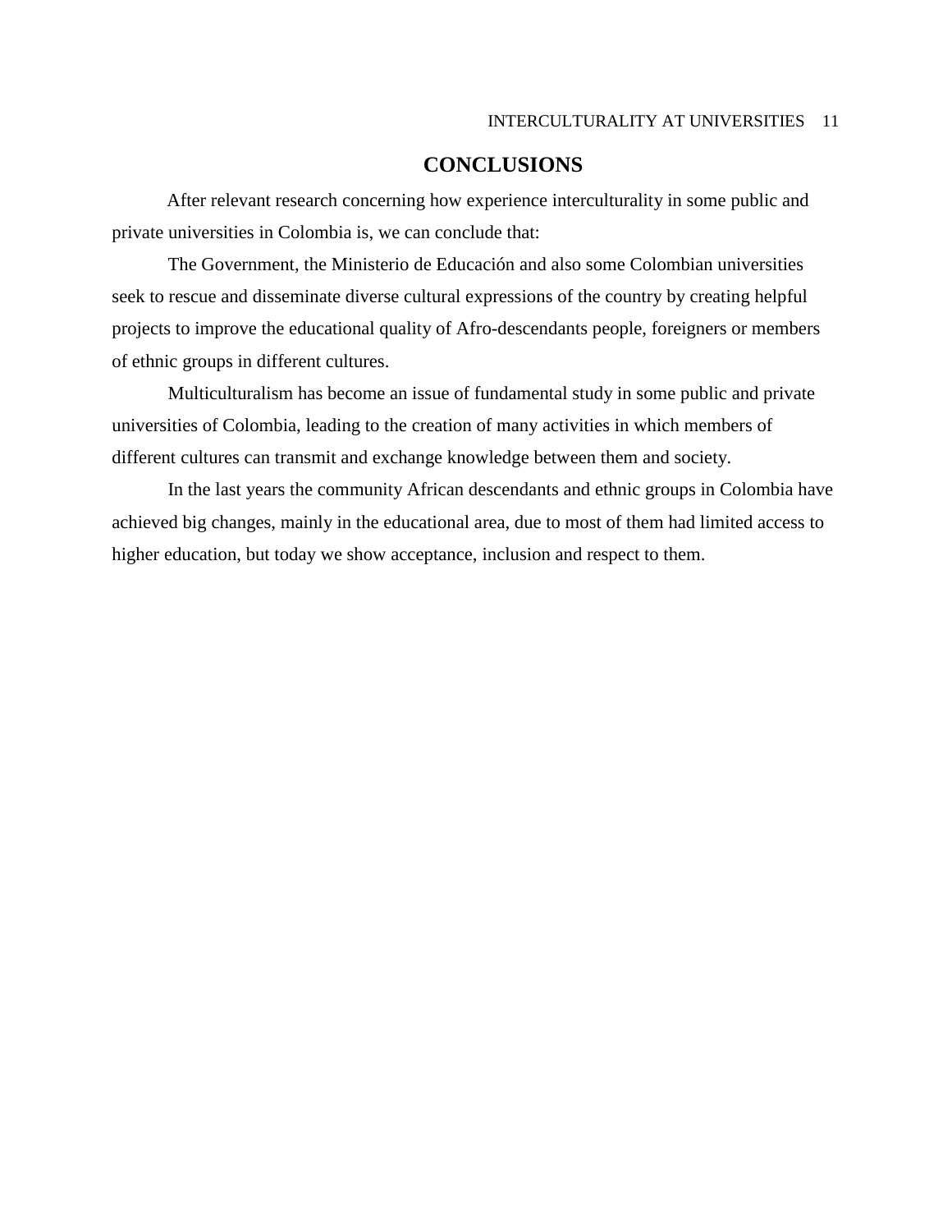# CONCLUSIONS

After relevant research concerning how experience interculturality in some public and private universities in Colombia is, we can conclude that:

The Government, the Ministerio de Educación and also some Colombian universities seek to rescue and disseminate diverse cultural expressions of the country by creating helpful projects to improve the educational quality of Afro-descendants people, foreigners or members of ethnic groups in different cultures.

Multiculturalism has become an issue of fundamental study in some public and private universities of Colombia, leading to the creation of many activities in which members of different cultures can transmit and exchange knowledge between them and society.

In the last years the community African descendants and ethnic groups in Colombia have achieved big changes, mainly in the educational area, due to most of them had limited access to higher education, but today we show acceptance, inclusion and respect to them.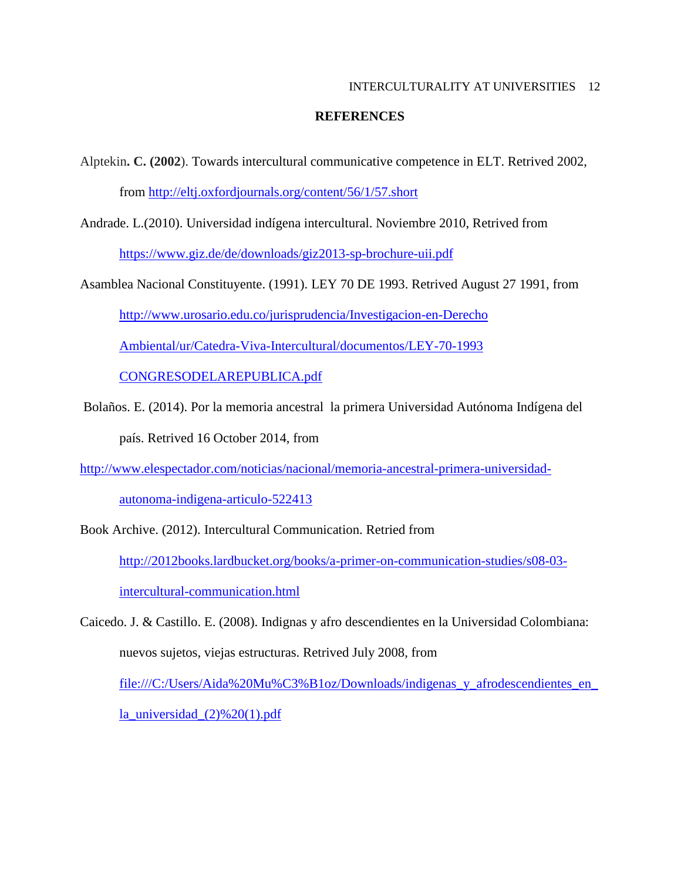**REFERENCES**

Alptekin**. C. (2002**). Towards intercultural communicative competence in ELT. Retrived 2002, from http://eltj.oxfordjournals.org/content/56/1/57.short

Andrade. L.(2010). Universidad indígena intercultural. Noviembre 2010, Retrived from https://www.giz.de/de/downloads/giz2013-sp-brochure-uii.pdf

Asamblea Nacional Constituyente. (1991). LEY 70 DE 1993. Retrived August 27 1991, from http://www.urosario.edu.co/jurisprudencia/Investigacion-en-Derecho Ambiental/ur/Catedra-Viva-Intercultural/documentos/LEY-70-1993 CONGRESODELAREPUBLICA.pdf

Bolaños. E. (2014). Por la memoria ancestral la primera Universidad Autónoma Indígena del país. Retrived 16 October 2014, from http://www.elespectador.com/noticias/nacional/memoria-ancestral-primera-universidad-autonoma-indigena-articulo-522413

Book Archive. (2012). Intercultural Communication. Retried from http://2012books.lardbucket.org/books/a-primer-on-communication-studies/s08-03-intercultural-communication.html

Caicedo. J. & Castillo. E. (2008). Indignas y afro descendientes en la Universidad Colombiana: nuevos sujetos, viejas estructuras. Retrived July 2008, from file:///C:/Users/Aida%20Mu%C3%B1oz/Downloads/indigenas_y_afrodescendientes_en_la_universidad_(2)%20(1).pdf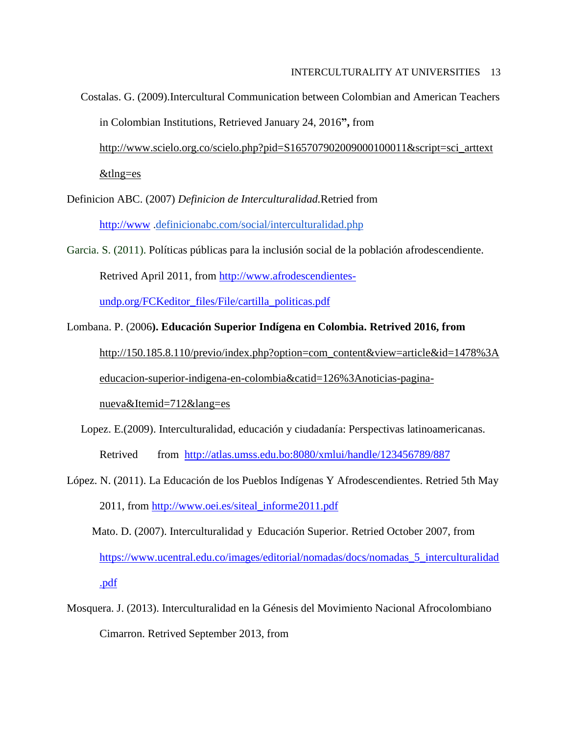Costalas. G. (2009).Intercultural Communication between Colombian and American Teachers in Colombian Institutions, Retrieved January 24, 2016**",** from http://www.scielo.org.co/scielo.php?pid=S1657079020090001000011&script=sci_arttext&tlng=es

Definicion ABC. (2007) *Definicion de Interculturalidad.*Retried from http://www .definicionabc.com/social/interculturalidad.php

Garcia. S. (2011). Políticas públicas para la inclusión social de la población afrodescendiente. Retrived April 2011, from http://www.afrodescendientes-undp.org/FCKeditor_files/File/cartilla_politicas.pdf

Lombana. P. (2006**). Educación Superior Indígena en Colombia. Retrived 2016, from** http://150.185.8.110/previo/index.php?option=com_content&view=article&id=1478%3Aeducacion-superior-indigena-en-colombia&catid=126%3Anoticias-pagina-nueva&Itemid=712&lang=es

Lopez. E.(2009). Interculturalidad, educación y ciudadanía: Perspectivas latinoamericanas. Retrived from http://atlas.umss.edu.bo:8080/xmlui/handle/123456789/887

López. N. (2011). La Educación de los Pueblos Indígenas Y Afrodescendientes. Retried 5th May 2011, from http://www.oei.es/siteal_informe2011.pdf

Mato. D. (2007). Interculturalidad y Educación Superior. Retried October 2007, from https://www.ucentral.edu.co/images/editorial/nomadas/docs/nomadas_5_interculturalidad.pdf

Mosquera. J. (2013). Interculturalidad en la Génesis del Movimiento Nacional Afrocolombiano Cimarron. Retrived September 2013, from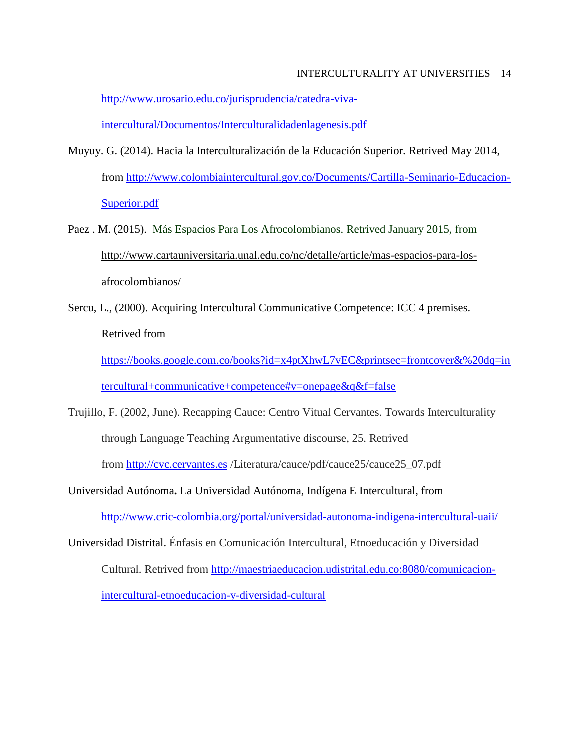http://www.urosario.edu.co/jurisprudencia/catedra-viva-intercultural/Documentos/Interculturalidadenlagenesis.pdf

Muyuy. G. (2014). Hacia la Interculturalización de la Educación Superior. Retrived May 2014, from http://www.colombiaintercultural.gov.co/Documents/Cartilla-Seminario-Educacion-Superior.pdf

Paez . M. (2015). Más Espacios Para Los Afrocolombianos. Retrived January 2015, from http://www.cartauniversitaria.unal.edu.co/nc/detalle/article/mas-espacios-para-los-afrocolombianos/

Sercu, L., (2000). Acquiring Intercultural Communicative Competence: ICC 4 premises. Retrived from https://books.google.com.co/books?id=x4ptXhwL7vEC&printsec=frontcover&%20dq=intercultural+communicative+competence#v=onepage&q&f=false

Trujillo, F. (2002, June). Recapping Cauce: Centro Vitual Cervantes. Towards Interculturality through Language Teaching Argumentative discourse, 25. Retrived from http://cvc.cervantes.es /Literatura/cauce/pdf/cauce25/cauce25_07.pdf

Universidad Autónoma**.** La Universidad Autónoma, Indígena E Intercultural, from http://www.cric-colombia.org/portal/universidad-autonoma-indigena-intercultural-uaii/

Universidad Distrital. Énfasis en Comunicación Intercultural, Etnoeducación y Diversidad Cultural. Retrived from http://maestriaeducacion.udistrital.edu.co:8080/comunicacion-intercultural-etnoeducacion-y-diversidad-cultural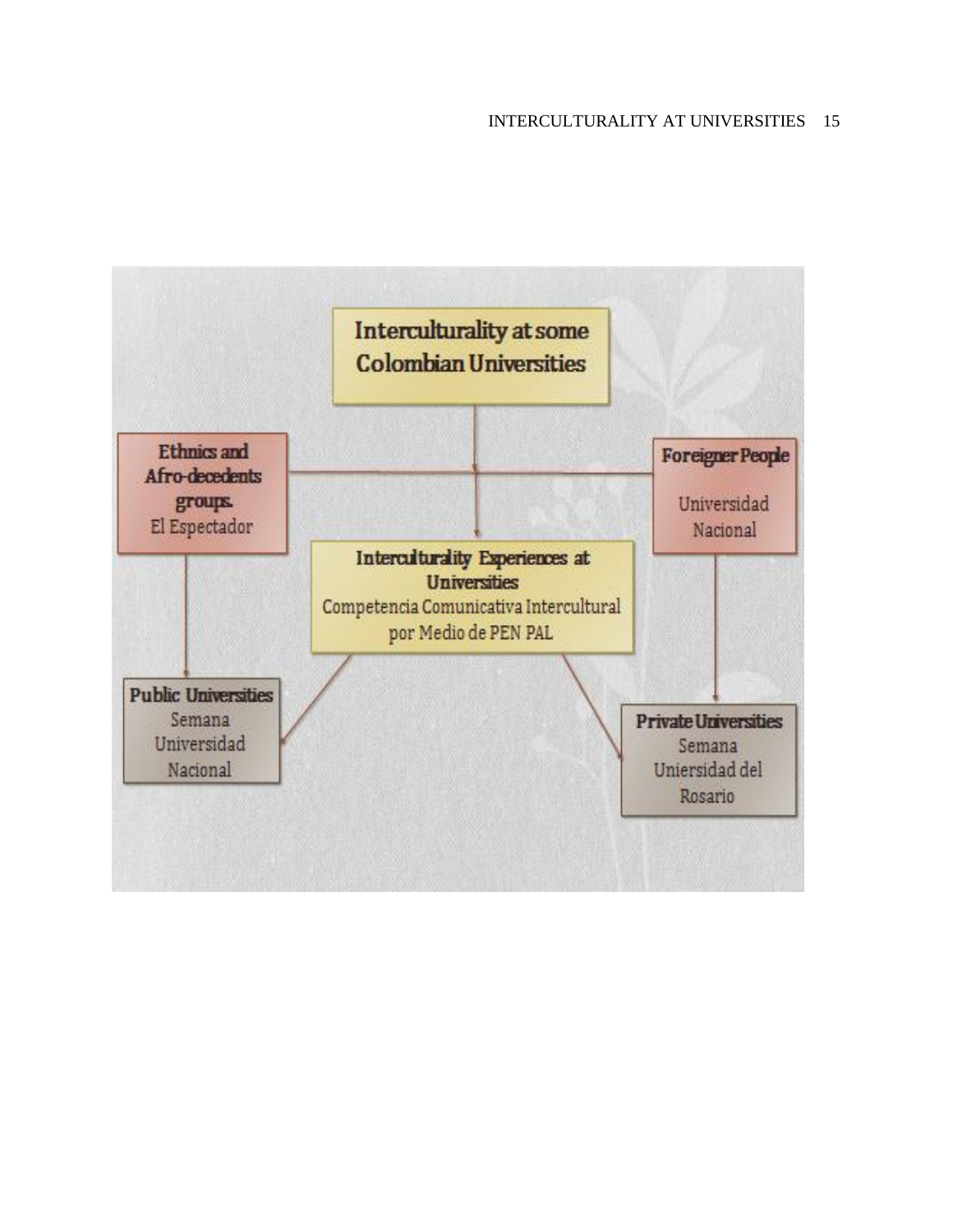Interculturality at some Colombian Universities

Ethnics and Afro-decedents groups.
El Espectador

Foreigner People
Universidad Nacional

Interculturality Experiences at Universities
Competencia Comunicativa Intercultural por Medio de PEN PAL

Public Universities
Semana
Universidad Nacional

Private Universities
Semana
Uniersidad del Rosario